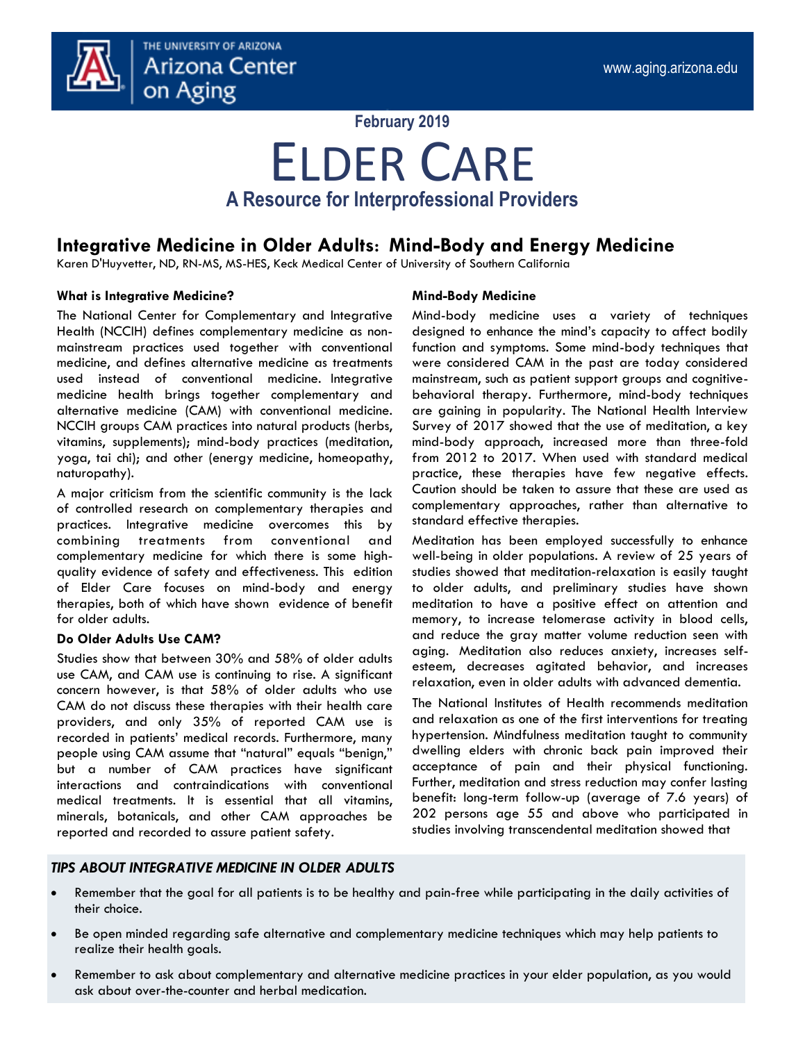THE UNIVERSITY OF ARIZONA
Arizona Center on Aging

www.aging.arizona.edu

**February 2019**

# ELDER CARE

## A Resource for Interprofessional Providers

## Integrative Medicine in Older Adults: Mind-Body and Energy Medicine

Karen D'Huyvetter, ND, RN-MS, MS-HES, Keck Medical Center of University of Southern California

**What is Integrative Medicine?**

The National Center for Complementary and Integrative Health (NCCIH) defines complementary medicine as non-mainstream practices used together with conventional medicine, and defines alternative medicine as treatments used instead of conventional medicine. Integrative medicine health brings together complementary and alternative medicine (CAM) with conventional medicine. NCCIH groups CAM practices into natural products (herbs, vitamins, supplements); mind-body practices (meditation, yoga, tai chi); and other (energy medicine, homeopathy, naturopathy).

A major criticism from the scientific community is the lack of controlled research on complementary therapies and practices. Integrative medicine overcomes this by combining treatments from conventional and complementary medicine for which there is some high-quality evidence of safety and effectiveness. This edition of Elder Care focuses on mind-body and energy therapies, both of which have shown evidence of benefit for older adults.

**Do Older Adults Use CAM?**

Studies show that between 30% and 58% of older adults use CAM, and CAM use is continuing to rise. A significant concern however, is that 58% of older adults who use CAM do not discuss these therapies with their health care providers, and only 35% of reported CAM use is recorded in patients' medical records. Furthermore, many people using CAM assume that "natural" equals "benign," but a number of CAM practices have significant interactions and contraindications with conventional medical treatments. It is essential that all vitamins, minerals, botanicals, and other CAM approaches be reported and recorded to assure patient safety.

**Mind-Body Medicine**

Mind-body medicine uses a variety of techniques designed to enhance the mind's capacity to affect bodily function and symptoms. Some mind-body techniques that were considered CAM in the past are today considered mainstream, such as patient support groups and cognitive-behavioral therapy. Furthermore, mind-body techniques are gaining in popularity. The National Health Interview Survey of 2017 showed that the use of meditation, a key mind-body approach, increased more than three-fold from 2012 to 2017. When used with standard medical practice, these therapies have few negative effects. Caution should be taken to assure that these are used as complementary approaches, rather than alternative to standard effective therapies.

Meditation has been employed successfully to enhance well-being in older populations. A review of 25 years of studies showed that meditation-relaxation is easily taught to older adults, and preliminary studies have shown meditation to have a positive effect on attention and memory, to increase telomerase activity in blood cells, and reduce the gray matter volume reduction seen with aging. Meditation also reduces anxiety, increases self-esteem, decreases agitated behavior, and increases relaxation, even in older adults with advanced dementia.

The National Institutes of Health recommends meditation and relaxation as one of the first interventions for treating hypertension. Mindfulness meditation taught to community dwelling elders with chronic back pain improved their acceptance of pain and their physical functioning. Further, meditation and stress reduction may confer lasting benefit: long-term follow-up (average of 7.6 years) of 202 persons age 55 and above who participated in studies involving transcendental meditation showed that

***TIPS ABOUT INTEGRATIVE MEDICINE IN OLDER ADULTS***

- Remember that the goal for all patients is to be healthy and pain-free while participating in the daily activities of their choice.
- Be open minded regarding safe alternative and complementary medicine techniques which may help patients to realize their health goals.
- Remember to ask about complementary and alternative medicine practices in your elder population, as you would ask about over-the-counter and herbal medication.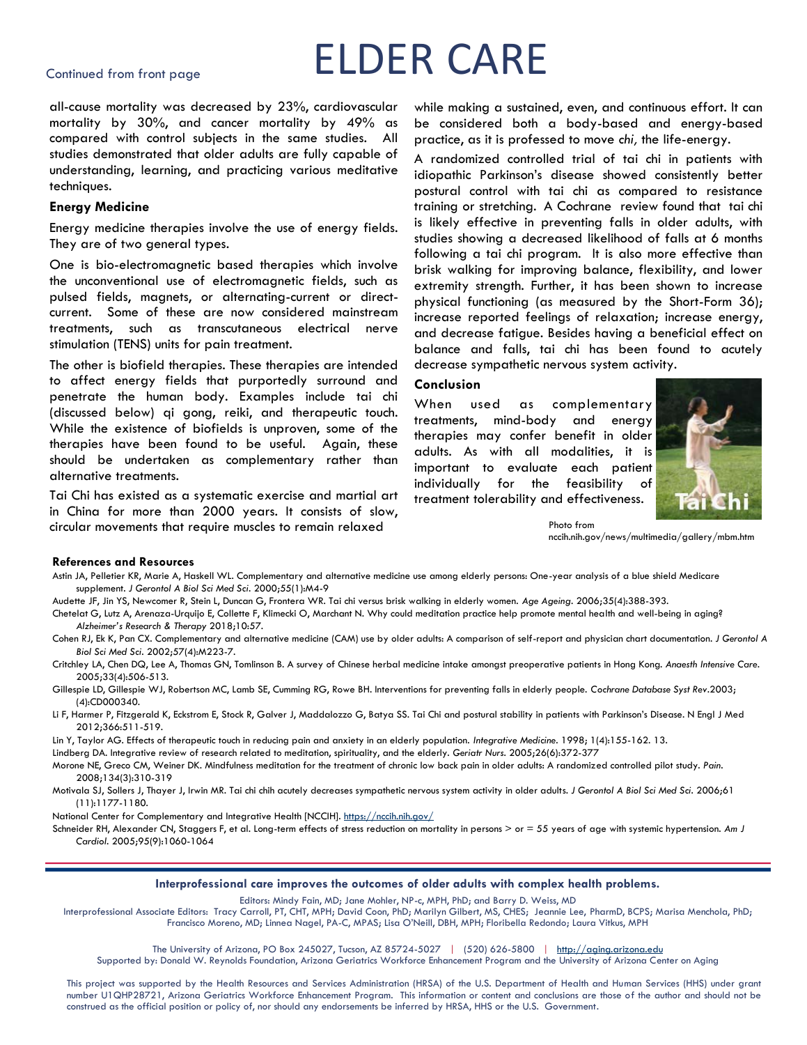# ELDER CARE

Continued from front page

all-cause mortality was decreased by 23%, cardiovascular mortality by 30%, and cancer mortality by 49% as compared with control subjects in the same studies. All studies demonstrated that older adults are fully capable of understanding, learning, and practicing various meditative techniques.

**Energy Medicine**

Energy medicine therapies involve the use of energy fields. They are of two general types.

One is bio-electromagnetic based therapies which involve the unconventional use of electromagnetic fields, such as pulsed fields, magnets, or alternating-current or direct-current. Some of these are now considered mainstream treatments, such as transcutaneous electrical nerve stimulation (TENS) units for pain treatment.

The other is biofield therapies. These therapies are intended to affect energy fields that purportedly surround and penetrate the human body. Examples include tai chi (discussed below) qi gong, reiki, and therapeutic touch. While the existence of biofields is unproven, some of the therapies have been found to be useful. Again, these should be undertaken as complementary rather than alternative treatments.

Tai Chi has existed as a systematic exercise and martial art in China for more than 2000 years. It consists of slow, circular movements that require muscles to remain relaxed while making a sustained, even, and continuous effort. It can be considered both a body-based and energy-based practice, as it is professed to move *chi,* the life-energy.

A randomized controlled trial of tai chi in patients with idiopathic Parkinson's disease showed consistently better postural control with tai chi as compared to resistance training or stretching. A Cochrane review found that tai chi is likely effective in preventing falls in older adults, with studies showing a decreased likelihood of falls at 6 months following a tai chi program. It is also more effective than brisk walking for improving balance, flexibility, and lower extremity strength. Further, it has been shown to increase physical functioning (as measured by the Short-Form 36); increase reported feelings of relaxation; increase energy, and decrease fatigue. Besides having a beneficial effect on balance and falls, tai chi has been found to acutely decrease sympathetic nervous system activity.

**Conclusion**

When used as complementary treatments, mind-body and energy therapies may confer benefit in older adults. As with all modalities, it is important to evaluate each patient individually for the feasibility of treatment tolerability and effectiveness.

Tai Chi

Photo from nccih.nih.gov/news/multimedia/gallery/mbm.htm

**References and Resources**

Astin JA, Pelletier KR, Marie A, Haskell WL. Complementary and alternative medicine use among elderly persons: One-year analysis of a blue shield Medicare supplement. *J Gerontol A Biol Sci Med Sci*. 2000;55(1):M4-9

Audette JF, Jin YS, Newcomer R, Stein L, Duncan G, Frontera WR. Tai chi versus brisk walking in elderly women. *Age Ageing*. 2006;35(4):388-393.

Chetelat G, Lutz A, Arenaza-Urquijo E, Collette F, Klimecki O, Marchant N. Why could meditation practice help promote mental health and well-being in aging? *Alzheimer's Research & Therapy* 2018;10:57.

Cohen RJ, Ek K, Pan CX. Complementary and alternative medicine (CAM) use by older adults: A comparison of self-report and physician chart documentation. *J Gerontol A Biol Sci Med Sci*. 2002;57(4):M223-7.

Critchley LA, Chen DQ, Lee A, Thomas GN, Tomlinson B. A survey of Chinese herbal medicine intake amongst preoperative patients in Hong Kong. *Anaesth Intensive Care*. 2005;33(4):506-513.

Gillespie LD, Gillespie WJ, Robertson MC, Lamb SE, Cumming RG, Rowe BH. Interventions for preventing falls in elderly people. *Cochrane Database Syst Rev*.2003; (4):CD000340.

Li F, Harmer P, Fitzgerald K, Eckstrom E, Stock R, Galver J, Maddalozzo G, Batya SS. Tai Chi and postural stability in patients with Parkinson's Disease. N Engl J Med 2012;366:511-519.

Lin Y, Taylor AG. Effects of therapeutic touch in reducing pain and anxiety in an elderly population. *Integrative Medicine*. 1998; 1(4):155-162. 13.

Lindberg DA. Integrative review of research related to meditation, spirituality, and the elderly. *Geriatr Nurs*. 2005;26(6):372-377

Morone NE, Greco CM, Weiner DK. Mindfulness meditation for the treatment of chronic low back pain in older adults: A randomized controlled pilot study. *Pain*. 2008;134(3):310-319

Motivala SJ, Sollers J, Thayer J, Irwin MR. Tai chi chih acutely decreases sympathetic nervous system activity in older adults. *J Gerontol A Biol Sci Med Sci*. 2006;61 (11):1177-1180.

National Center for Complementary and Integrative Health [NCCIH]. https://nccih.nih.gov/

Schneider RH, Alexander CN, Staggers F, et al. Long-term effects of stress reduction on mortality in persons > or = 55 years of age with systemic hypertension. *Am J Cardiol*. 2005;95(9):1060-1064

---

**Interprofessional care improves the outcomes of older adults with complex health problems.**

Editors: Mindy Fain, MD; Jane Mohler, NP-c, MPH, PhD; and Barry D. Weiss, MD

Interprofessional Associate Editors: Tracy Carroll, PT, CHT, MPH; David Coon, PhD; Marilyn Gilbert, MS, CHES; Jeannie Lee, PharmD, BCPS; Marisa Menchola, PhD; Francisco Moreno, MD; Linnea Nagel, PA-C, MPAS; Lisa O'Neill, DBH, MPH; Floribella Redondo; Laura Vitkus, MPH

The University of Arizona, PO Box 245027, Tucson, AZ 85724-5027 | (520) 626-5800 | http://aging.arizona.edu

Supported by: Donald W. Reynolds Foundation, Arizona Geriatrics Workforce Enhancement Program and the University of Arizona Center on Aging

This project was supported by the Health Resources and Services Administration (HRSA) of the U.S. Department of Health and Human Services (HHS) under grant number U1QHP28721, Arizona Geriatrics Workforce Enhancement Program. This information or content and conclusions are those of the author and should not be construed as the official position or policy of, nor should any endorsements be inferred by HRSA, HHS or the U.S. Government.